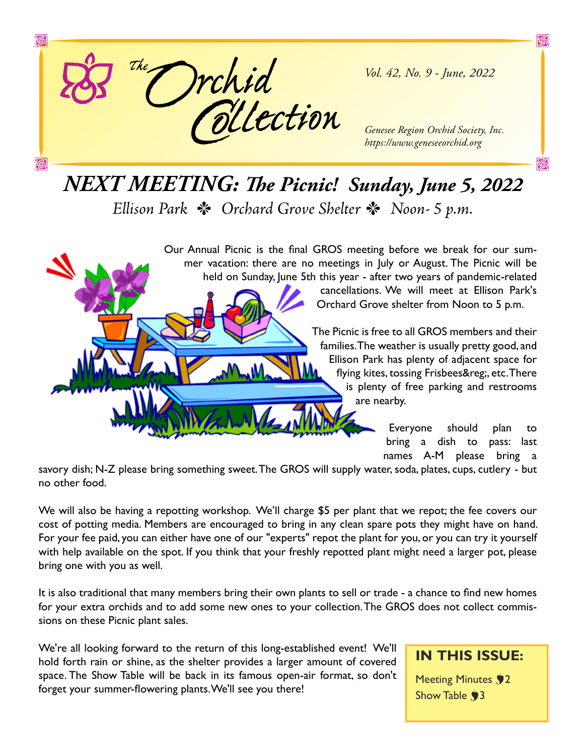# The Orchid Collection

*Vol. 42, No. 9 - June, 2022*

*Genesee Region Orchid Society, Inc.*
*https://www.geneseeorchid.org*

## *NEXT MEETING: The Picnic! Sunday, June 5, 2022*

*Ellison Park ✽ Orchard Grove Shelter ✽ Noon- 5 p.m.*

Our Annual Picnic is the final GROS meeting before we break for our summer vacation: there are no meetings in July or August. The Picnic will be held on Sunday, June 5th this year - after two years of pandemic-related cancellations. We will meet at Ellison Park's Orchard Grove shelter from Noon to 5 p.m.

The Picnic is free to all GROS members and their families. The weather is usually pretty good, and Ellison Park has plenty of adjacent space for flying kites, tossing Frisbees&reg;, etc. There is plenty of free parking and restrooms are nearby.

Everyone should plan to bring a dish to pass: last names A-M please bring a savory dish; N-Z please bring something sweet. The GROS will supply water, soda, plates, cups, cutlery - but no other food.

We will also be having a repotting workshop. We'll charge $5 per plant that we repot; the fee covers our cost of potting media. Members are encouraged to bring in any clean spare pots they might have on hand. For your fee paid, you can either have one of our "experts" repot the plant for you, or you can try it yourself with help available on the spot. If you think that your freshly repotted plant might need a larger pot, please bring one with you as well.

It is also traditional that many members bring their own plants to sell or trade - a chance to find new homes for your extra orchids and to add some new ones to your collection. The GROS does not collect commissions on these Picnic plant sales.

We're all looking forward to the return of this long-established event! We'll hold forth rain or shine, as the shelter provides a larger amount of covered space. The Show Table will be back in its famous open-air format, so don't forget your summer-flowering plants. We'll see you there!

**IN THIS ISSUE:**

Meeting Minutes 2
Show Table 3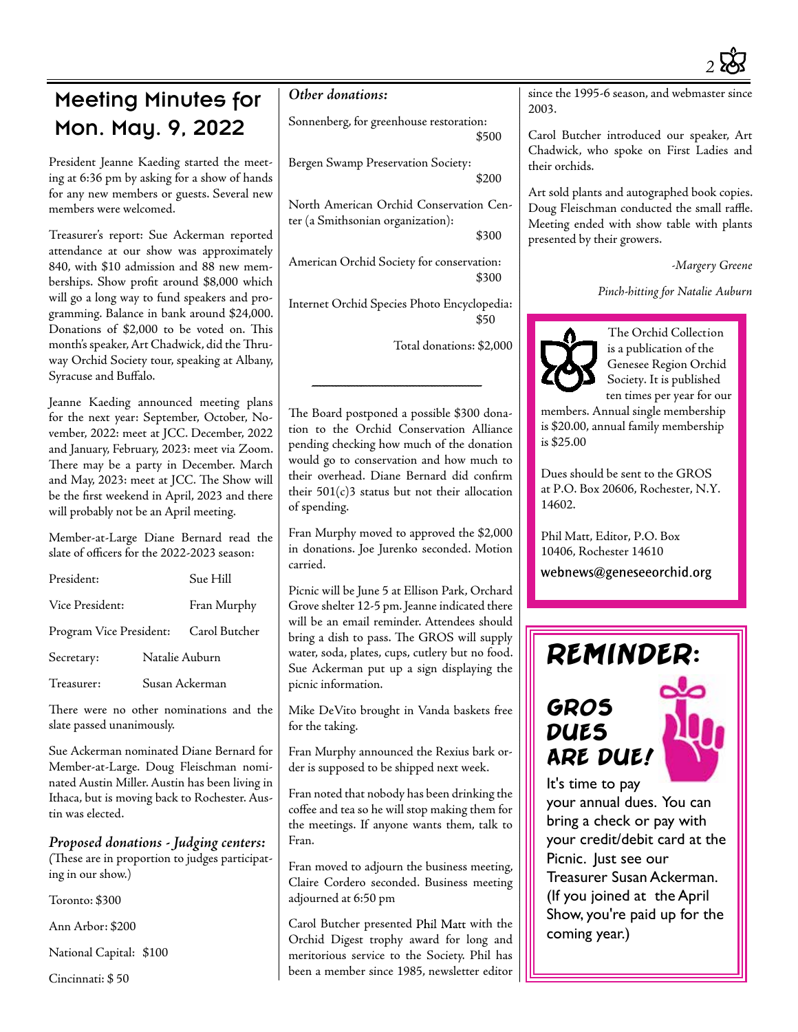# Meeting Minutes for Mon. May. 9, 2022

President Jeanne Kaeding started the meeting at 6:36 pm by asking for a show of hands for any new members or guests. Several new members were welcomed.

Treasurer's report: Sue Ackerman reported attendance at our show was approximately 840, with $10 admission and 88 new memberships. Show profit around $8,000 which will go a long way to fund speakers and programming. Balance in bank around $24,000. Donations of $2,000 to be voted on. This month's speaker, Art Chadwick, did the Thruway Orchid Society tour, speaking at Albany, Syracuse and Buffalo.

Jeanne Kaeding announced meeting plans for the next year: September, October, November, 2022: meet at JCC. December, 2022 and January, February, 2023: meet via Zoom. There may be a party in December. March and May, 2023: meet at JCC. The Show will be the first weekend in April, 2023 and there will probably not be an April meeting.

Member-at-Large Diane Bernard read the slate of officers for the 2022-2023 season:

| | |
|---|---|
| President: | Sue Hill |
| Vice President: | Fran Murphy |
| Program Vice President: | Carol Butcher |
| Secretary: | Natalie Auburn |
| Treasurer: | Susan Ackerman |

There were no other nominations and the slate passed unanimously.

Sue Ackerman nominated Diane Bernard for Member-at-Large. Doug Fleischman nominated Austin Miller. Austin has been living in Ithaca, but is moving back to Rochester. Austin was elected.

### *Proposed donations - Judging centers:*

(These are in proportion to judges participating in our show.)

Toronto: $300

Ann Arbor: $200

National Capital: $100

Cincinnati: $ 50

### *Other donations:*

Sonnenberg, for greenhouse restoration: $500

Bergen Swamp Preservation Society: $200

North American Orchid Conservation Center (a Smithsonian organization): $300

American Orchid Society for conservation: $300

Internet Orchid Species Photo Encyclopedia: $50

Total donations: $2,000

---

The Board postponed a possible $300 donation to the Orchid Conservation Alliance pending checking how much of the donation would go to conservation and how much to their overhead. Diane Bernard did confirm their 501(c)3 status but not their allocation of spending.

Fran Murphy moved to approved the $2,000 in donations. Joe Jurenko seconded. Motion carried.

Picnic will be June 5 at Ellison Park, Orchard Grove shelter 12-5 pm. Jeanne indicated there will be an email reminder. Attendees should bring a dish to pass. The GROS will supply water, soda, plates, cups, cutlery but no food. Sue Ackerman put up a sign displaying the picnic information.

Mike DeVito brought in Vanda baskets free for the taking.

Fran Murphy announced the Rexius bark order is supposed to be shipped next week.

Fran noted that nobody has been drinking the coffee and tea so he will stop making them for the meetings. If anyone wants them, talk to Fran.

Fran moved to adjourn the business meeting, Claire Cordero seconded. Business meeting adjourned at 6:50 pm

Carol Butcher presented Phil Matt with the Orchid Digest trophy award for long and meritorious service to the Society. Phil has been a member since 1985, newsletter editor since the 1995-6 season, and webmaster since 2003.

Carol Butcher introduced our speaker, Art Chadwick, who spoke on First Ladies and their orchids.

Art sold plants and autographed book copies. Doug Fleischman conducted the small raffle. Meeting ended with show table with plants presented by their growers.

*-Margery Greene*

*Pinch-hitting for Natalie Auburn*

---

The Orchid Collection is a publication of the Genesee Region Orchid Society. It is published ten times per year for our members. Annual single membership is $20.00, annual family membership is $25.00

Dues should be sent to the GROS at P.O. Box 20606, Rochester, N.Y. 14602.

Phil Matt, Editor, P.O. Box 10406, Rochester 14610

webnews@geneseeorchid.org

---

## REMINDER:

### GROS DUES ARE DUE!

It's time to pay your annual dues. You can bring a check or pay with your credit/debit card at the Picnic. Just see our Treasurer Susan Ackerman. (If you joined at the April Show, you're paid up for the coming year.)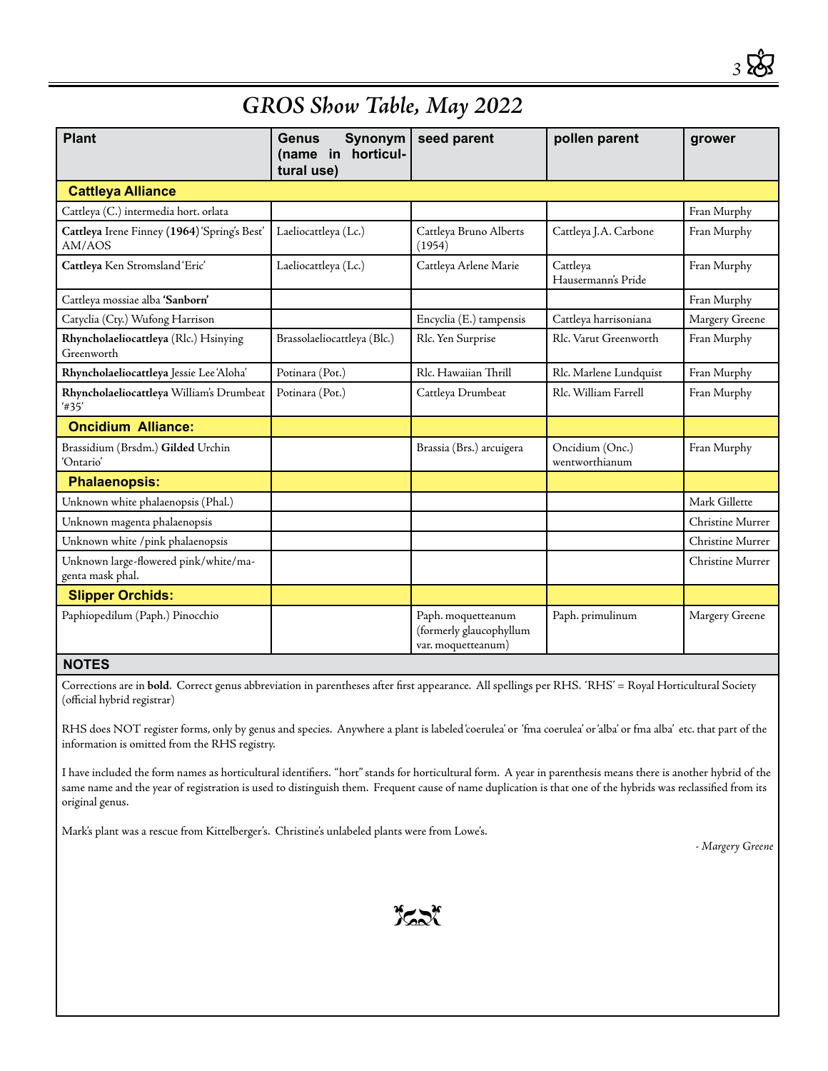## *GROS Show Table, May 2022*

| Plant | Genus Synonym (name in horticultural use) | seed parent | pollen parent | grower |
|---|---|---|---|---|
| **Cattleya Alliance** | | | | |
| Cattleya (C.) intermedia hort. orlata | | | | Fran Murphy |
| **Cattleya** Irene Finney **(1964)** 'Spring's Best' AM/AOS | Laeliocattleya (Lc.) | Cattleya Bruno Alberts (1954) | Cattleya J.A. Carbone | Fran Murphy |
| **Cattleya** Ken Stromsland 'Eric' | Laeliocattleya (Lc.) | Cattleya Arlene Marie | Cattleya Hausermann's Pride | Fran Murphy |
| Cattleya mossiae alba **'Sanborn'** | | | | Fran Murphy |
| Catyclia (Cty.) Wufong Harrison | | Encyclia (E.) tampensis | Cattleya harrisoniana | Margery Greene |
| **Rhyncholaeliocattleya** (Rlc.) Hsinying Greenworth | Brassolaeliocattleya (Blc.) | Rlc. Yen Surprise | Rlc. Varut Greenworth | Fran Murphy |
| **Rhyncholaeliocattleya** Jessie Lee 'Aloha' | Potinara (Pot.) | Rlc. Hawaiian Thrill | Rlc. Marlene Lundquist | Fran Murphy |
| **Rhyncholaeliocattleya** William's Drumbeat '#35' | Potinara (Pot.) | Cattleya Drumbeat | Rlc. William Farrell | Fran Murphy |
| **Oncidium Alliance:** | | | | |
| Brassidium (Brsdm.) **Gilded** Urchin 'Ontario' | | Brassia (Brs.) arcuigera | Oncidium (Onc.) wentworthianum | Fran Murphy |
| **Phalaenopsis:** | | | | |
| Unknown white phalaenopsis (Phal.) | | | | Mark Gillette |
| Unknown magenta phalaenopsis | | | | Christine Murrer |
| Unknown white /pink phalaenopsis | | | | Christine Murrer |
| Unknown large-flowered pink/white/magenta mask phal. | | | | Christine Murrer |
| **Slipper Orchids:** | | | | |
| Paphiopedilum (Paph.) Pinocchio | | Paph. moquetteanum (formerly glaucophyllum var. moquetteanum) | Paph. primulinum | Margery Greene |

### NOTES

Corrections are in **bold**. Correct genus abbreviation in parentheses after first appearance. All spellings per RHS. 'RHS' = Royal Horticultural Society (official hybrid registrar)

RHS does NOT register forms, only by genus and species. Anywhere a plant is labeled 'coerulea' or 'fma coerulea' or 'alba' or fma alba' etc. that part of the information is omitted from the RHS registry.

I have included the form names as horticultural identifiers. "hort" stands for horticultural form. A year in parenthesis means there is another hybrid of the same name and the year of registration is used to distinguish them. Frequent cause of name duplication is that one of the hybrids was reclassified from its original genus.

Mark's plant was a rescue from Kittelberger's. Christine's unlabeled plants were from Lowe's.

*- Margery Greene*